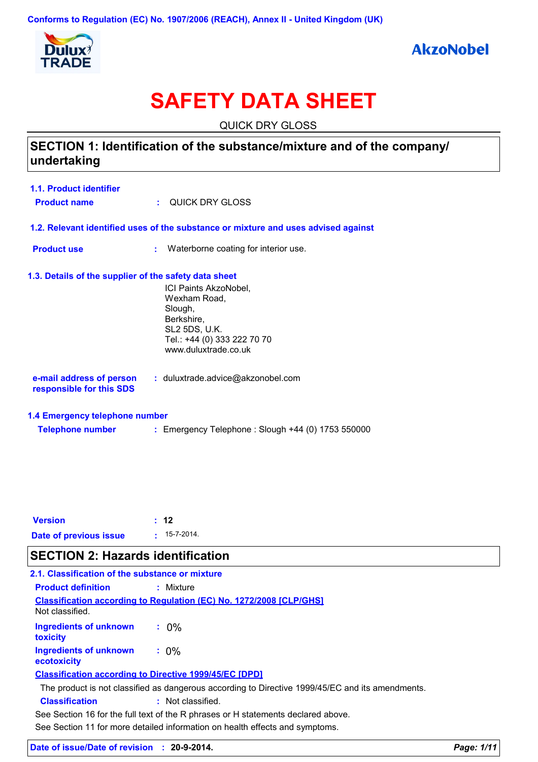Conforms to Regulation (EC) No. 1907/2006 (REACH), Annex II - United Kingdom (UK)

Dulux TRADE

AkzoNobel

# SAFETY DATA SHEET

QUICK DRY GLOSS

## SECTION 1: Identification of the substance/mixture and of the company/ undertaking

### 1.1. Product identifier

**Product name** : QUICK DRY GLOSS

### 1.2. Relevant identified uses of the substance or mixture and uses advised against

**Product use** : Waterborne coating for interior use.

### 1.3. Details of the supplier of the safety data sheet

ICI Paints AkzoNobel,
Wexham Road,
Slough,
Berkshire,
SL2 5DS, U.K.
Tel.: +44 (0) 333 222 70 70
www.duluxtrade.co.uk

**e-mail address of person responsible for this SDS** : duluxtrade.advice@akzonobel.com

### 1.4 Emergency telephone number

**Telephone number** : Emergency Telephone : Slough +44 (0) 1753 550000

**Version** : **12**

**Date of previous issue** : 15-7-2014.

## SECTION 2: Hazards identification

### 2.1. Classification of the substance or mixture

**Product definition** : Mixture

**Classification according to Regulation (EC) No. 1272/2008 [CLP/GHS]**

Not classified.

**Ingredients of unknown toxicity** : 0%

**Ingredients of unknown ecotoxicity** : 0%

**Classification according to Directive 1999/45/EC [DPD]**

The product is not classified as dangerous according to Directive 1999/45/EC and its amendments.

**Classification** : Not classified.

See Section 16 for the full text of the R phrases or H statements declared above.

See Section 11 for more detailed information on health effects and symptoms.

**Date of issue/Date of revision** : **20-9-2014.**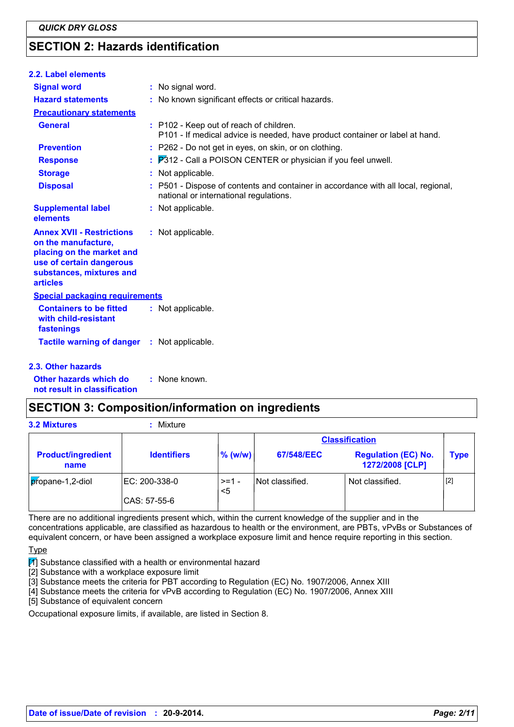## SECTION 2: Hazards identification

### 2.2. Label elements

**Signal word** : No signal word.

**Hazard statements** : No known significant effects or critical hazards.

**Precautionary statements**

**General** : P102 - Keep out of reach of children.
P101 - If medical advice is needed, have product container or label at hand.

**Prevention** : P262 - Do not get in eyes, on skin, or on clothing.

**Response** : P312 - Call a POISON CENTER or physician if you feel unwell.

**Storage** : Not applicable.

**Disposal** : P501 - Dispose of contents and container in accordance with all local, regional, national or international regulations.

**Supplemental label elements** : Not applicable.

**Annex XVII - Restrictions on the manufacture, placing on the market and use of certain dangerous substances, mixtures and articles** : Not applicable.

**Special packaging requirements**

**Containers to be fitted with child-resistant fastenings** : Not applicable.

**Tactile warning of danger** : Not applicable.

### 2.3. Other hazards

**Other hazards which do not result in classification** : None known.

## SECTION 3: Composition/information on ingredients

**3.2 Mixtures** : Mixture

| Product/ingredient name | Identifiers | % (w/w) | Classification | | Type |
|---|---|---|---|---|---|
| | | | 67/548/EEC | Regulation (EC) No. 1272/2008 [CLP] | |
| propane-1,2-diol | EC: 200-338-0<br>CAS: 57-55-6 | >=1 - <5 | Not classified. | Not classified. | [2] |

There are no additional ingredients present which, within the current knowledge of the supplier and in the concentrations applicable, are classified as hazardous to health or the environment, are PBTs, vPvBs or Substances of equivalent concern, or have been assigned a workplace exposure limit and hence require reporting in this section.

Type

[1] Substance classified with a health or environmental hazard
[2] Substance with a workplace exposure limit
[3] Substance meets the criteria for PBT according to Regulation (EC) No. 1907/2006, Annex XIII
[4] Substance meets the criteria for vPvB according to Regulation (EC) No. 1907/2006, Annex XIII
[5] Substance of equivalent concern

Occupational exposure limits, if available, are listed in Section 8.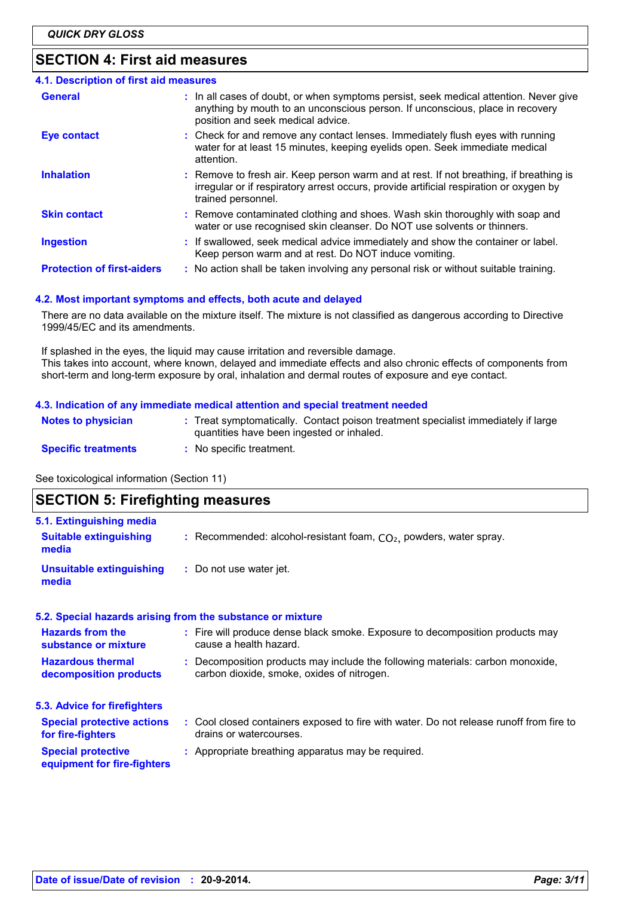## SECTION 4: First aid measures

### 4.1. Description of first aid measures

| | |
|---|---|
| **General** | In all cases of doubt, or when symptoms persist, seek medical attention. Never give anything by mouth to an unconscious person. If unconscious, place in recovery position and seek medical advice. |
| **Eye contact** | Check for and remove any contact lenses. Immediately flush eyes with running water for at least 15 minutes, keeping eyelids open. Seek immediate medical attention. |
| **Inhalation** | Remove to fresh air. Keep person warm and at rest. If not breathing, if breathing is irregular or if respiratory arrest occurs, provide artificial respiration or oxygen by trained personnel. |
| **Skin contact** | Remove contaminated clothing and shoes. Wash skin thoroughly with soap and water or use recognised skin cleanser. Do NOT use solvents or thinners. |
| **Ingestion** | If swallowed, seek medical advice immediately and show the container or label. Keep person warm and at rest. Do NOT induce vomiting. |
| **Protection of first-aiders** | No action shall be taken involving any personal risk or without suitable training. |

### 4.2. Most important symptoms and effects, both acute and delayed

There are no data available on the mixture itself. The mixture is not classified as dangerous according to Directive 1999/45/EC and its amendments.

If splashed in the eyes, the liquid may cause irritation and reversible damage.
This takes into account, where known, delayed and immediate effects and also chronic effects of components from short-term and long-term exposure by oral, inhalation and dermal routes of exposure and eye contact.

### 4.3. Indication of any immediate medical attention and special treatment needed

| | |
|---|---|
| **Notes to physician** | Treat symptomatically. Contact poison treatment specialist immediately if large quantities have been ingested or inhaled. |
| **Specific treatments** | No specific treatment. |

See toxicological information (Section 11)

## SECTION 5: Firefighting measures

### 5.1. Extinguishing media

| | |
|---|---|
| **Suitable extinguishing media** | Recommended: alcohol-resistant foam, $CO_2$, powders, water spray. |
| **Unsuitable extinguishing media** | Do not use water jet. |

### 5.2. Special hazards arising from the substance or mixture

| | |
|---|---|
| **Hazards from the substance or mixture** | Fire will produce dense black smoke. Exposure to decomposition products may cause a health hazard. |
| **Hazardous thermal decomposition products** | Decomposition products may include the following materials: carbon monoxide, carbon dioxide, smoke, oxides of nitrogen. |

### 5.3. Advice for firefighters

| | |
|---|---|
| **Special protective actions for fire-fighters** | Cool closed containers exposed to fire with water. Do not release runoff from fire to drains or watercourses. |
| **Special protective equipment for fire-fighters** | Appropriate breathing apparatus may be required. |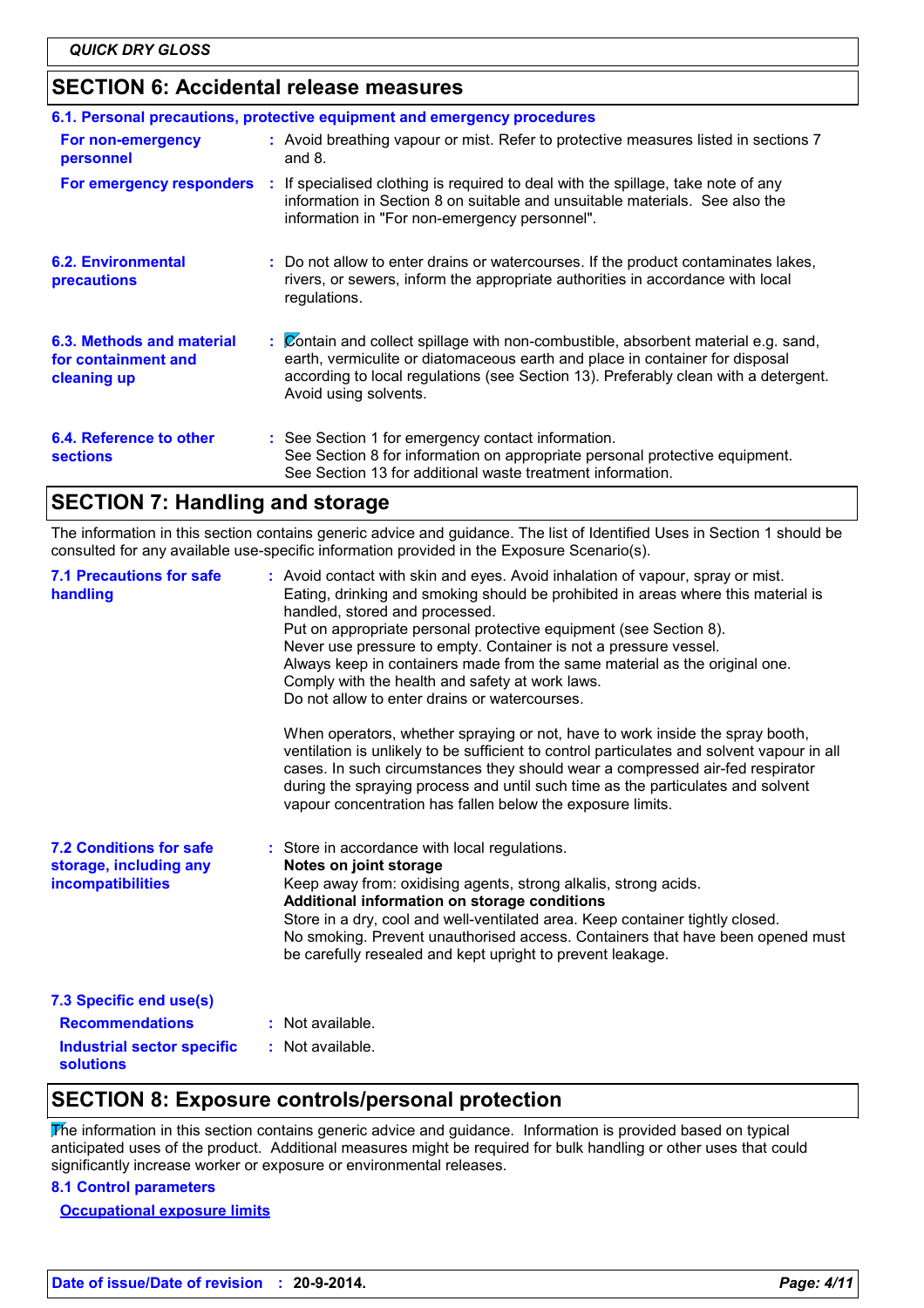## SECTION 6: Accidental release measures

### 6.1. Personal precautions, protective equipment and emergency procedures

**For non-emergency personnel** : Avoid breathing vapour or mist. Refer to protective measures listed in sections 7 and 8.

**For emergency responders** : If specialised clothing is required to deal with the spillage, take note of any information in Section 8 on suitable and unsuitable materials. See also the information in "For non-emergency personnel".

**6.2. Environmental precautions** : Do not allow to enter drains or watercourses. If the product contaminates lakes, rivers, or sewers, inform the appropriate authorities in accordance with local regulations.

**6.3. Methods and material for containment and cleaning up** : Contain and collect spillage with non-combustible, absorbent material e.g. sand, earth, vermiculite or diatomaceous earth and place in container for disposal according to local regulations (see Section 13). Preferably clean with a detergent. Avoid using solvents.

**6.4. Reference to other sections** : See Section 1 for emergency contact information.
See Section 8 for information on appropriate personal protective equipment.
See Section 13 for additional waste treatment information.

## SECTION 7: Handling and storage

The information in this section contains generic advice and guidance. The list of Identified Uses in Section 1 should be consulted for any available use-specific information provided in the Exposure Scenario(s).

**7.1 Precautions for safe handling** : Avoid contact with skin and eyes. Avoid inhalation of vapour, spray or mist. Eating, drinking and smoking should be prohibited in areas where this material is handled, stored and processed.
Put on appropriate personal protective equipment (see Section 8).
Never use pressure to empty. Container is not a pressure vessel.
Always keep in containers made from the same material as the original one.
Comply with the health and safety at work laws.
Do not allow to enter drains or watercourses.

When operators, whether spraying or not, have to work inside the spray booth, ventilation is unlikely to be sufficient to control particulates and solvent vapour in all cases. In such circumstances they should wear a compressed air-fed respirator during the spraying process and until such time as the particulates and solvent vapour concentration has fallen below the exposure limits.

**7.2 Conditions for safe storage, including any incompatibilities** : Store in accordance with local regulations.
**Notes on joint storage**
Keep away from: oxidising agents, strong alkalis, strong acids.
**Additional information on storage conditions**
Store in a dry, cool and well-ventilated area. Keep container tightly closed.
No smoking. Prevent unauthorised access. Containers that have been opened must be carefully resealed and kept upright to prevent leakage.

### 7.3 Specific end use(s)

**Recommendations** : Not available.

**Industrial sector specific solutions** : Not available.

## SECTION 8: Exposure controls/personal protection

The information in this section contains generic advice and guidance. Information is provided based on typical anticipated uses of the product. Additional measures might be required for bulk handling or other uses that could significantly increase worker or exposure or environmental releases.

### 8.1 Control parameters

**Occupational exposure limits**

Date of issue/Date of revision : 20-9-2014.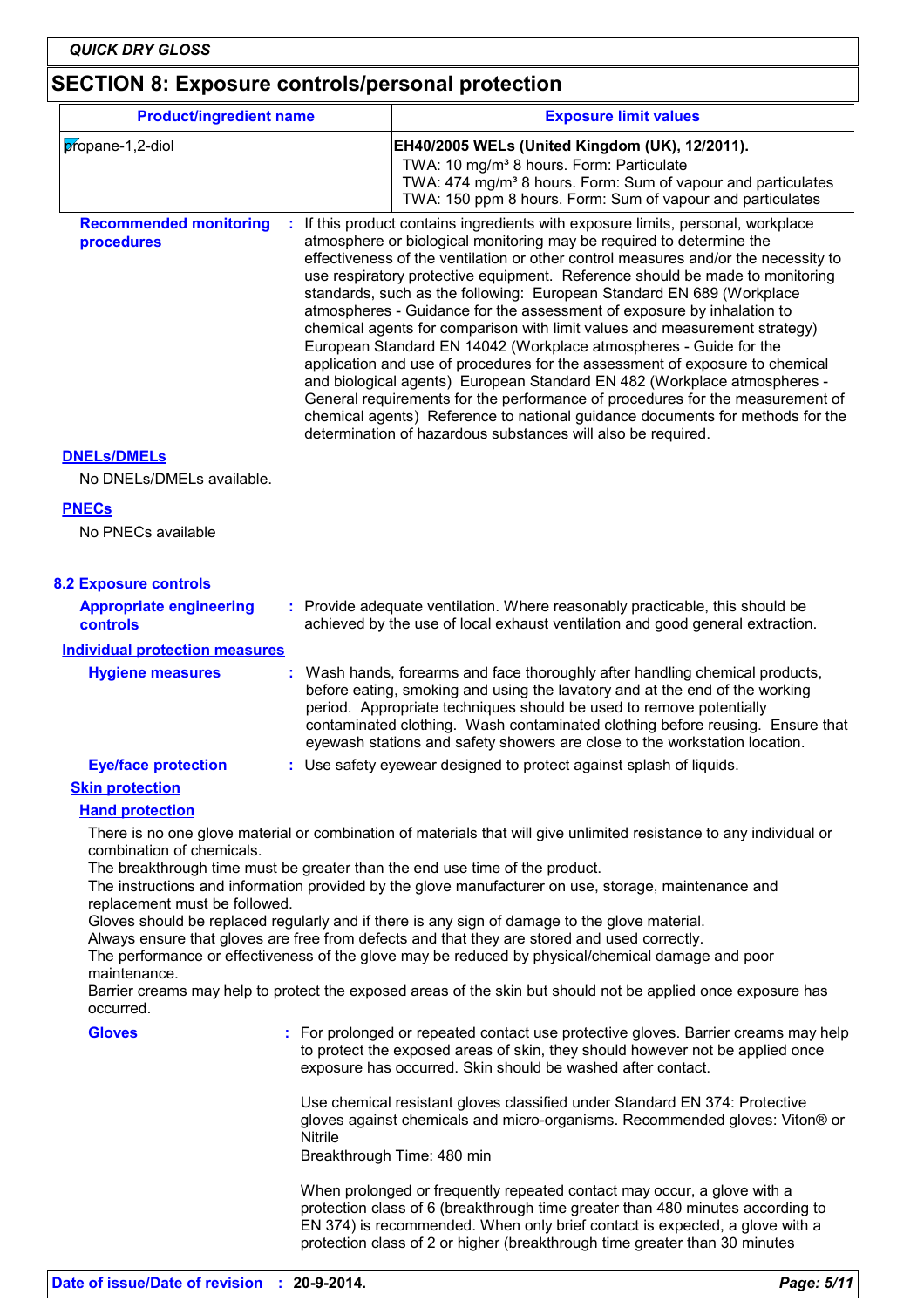## SECTION 8: Exposure controls/personal protection

| Product/ingredient name | Exposure limit values |
|---|---|
| propane-1,2-diol | **EH40/2005 WELs (United Kingdom (UK), 12/2011).**<br>TWA: 10 mg/m³ 8 hours. Form: Particulate<br>TWA: 474 mg/m³ 8 hours. Form: Sum of vapour and particulates<br>TWA: 150 ppm 8 hours. Form: Sum of vapour and particulates |

**Recommended monitoring procedures** : If this product contains ingredients with exposure limits, personal, workplace atmosphere or biological monitoring may be required to determine the effectiveness of the ventilation or other control measures and/or the necessity to use respiratory protective equipment. Reference should be made to monitoring standards, such as the following: European Standard EN 689 (Workplace atmospheres - Guidance for the assessment of exposure by inhalation to chemical agents for comparison with limit values and measurement strategy) European Standard EN 14042 (Workplace atmospheres - Guide for the application and use of procedures for the assessment of exposure to chemical and biological agents) European Standard EN 482 (Workplace atmospheres - General requirements for the performance of procedures for the measurement of chemical agents) Reference to national guidance documents for methods for the determination of hazardous substances will also be required.

**DNELs/DMELs**

No DNELs/DMELs available.

**PNECs**

No PNECs available

### 8.2 Exposure controls

**Appropriate engineering controls** : Provide adequate ventilation. Where reasonably practicable, this should be achieved by the use of local exhaust ventilation and good general extraction.

**Individual protection measures**

**Hygiene measures** : Wash hands, forearms and face thoroughly after handling chemical products, before eating, smoking and using the lavatory and at the end of the working period. Appropriate techniques should be used to remove potentially contaminated clothing. Wash contaminated clothing before reusing. Ensure that eyewash stations and safety showers are close to the workstation location.

**Eye/face protection** : Use safety eyewear designed to protect against splash of liquids.

**Skin protection**

**Hand protection**

There is no one glove material or combination of materials that will give unlimited resistance to any individual or combination of chemicals.
The breakthrough time must be greater than the end use time of the product.
The instructions and information provided by the glove manufacturer on use, storage, maintenance and replacement must be followed.
Gloves should be replaced regularly and if there is any sign of damage to the glove material.
Always ensure that gloves are free from defects and that they are stored and used correctly.
The performance or effectiveness of the glove may be reduced by physical/chemical damage and poor maintenance.
Barrier creams may help to protect the exposed areas of the skin but should not be applied once exposure has occurred.

**Gloves** : For prolonged or repeated contact use protective gloves. Barrier creams may help to protect the exposed areas of skin, they should however not be applied once exposure has occurred. Skin should be washed after contact.

Use chemical resistant gloves classified under Standard EN 374: Protective gloves against chemicals and micro-organisms. Recommended gloves: Viton® or Nitrile
Breakthrough Time: 480 min

When prolonged or frequently repeated contact may occur, a glove with a protection class of 6 (breakthrough time greater than 480 minutes according to EN 374) is recommended. When only brief contact is expected, a glove with a protection class of 2 or higher (breakthrough time greater than 30 minutes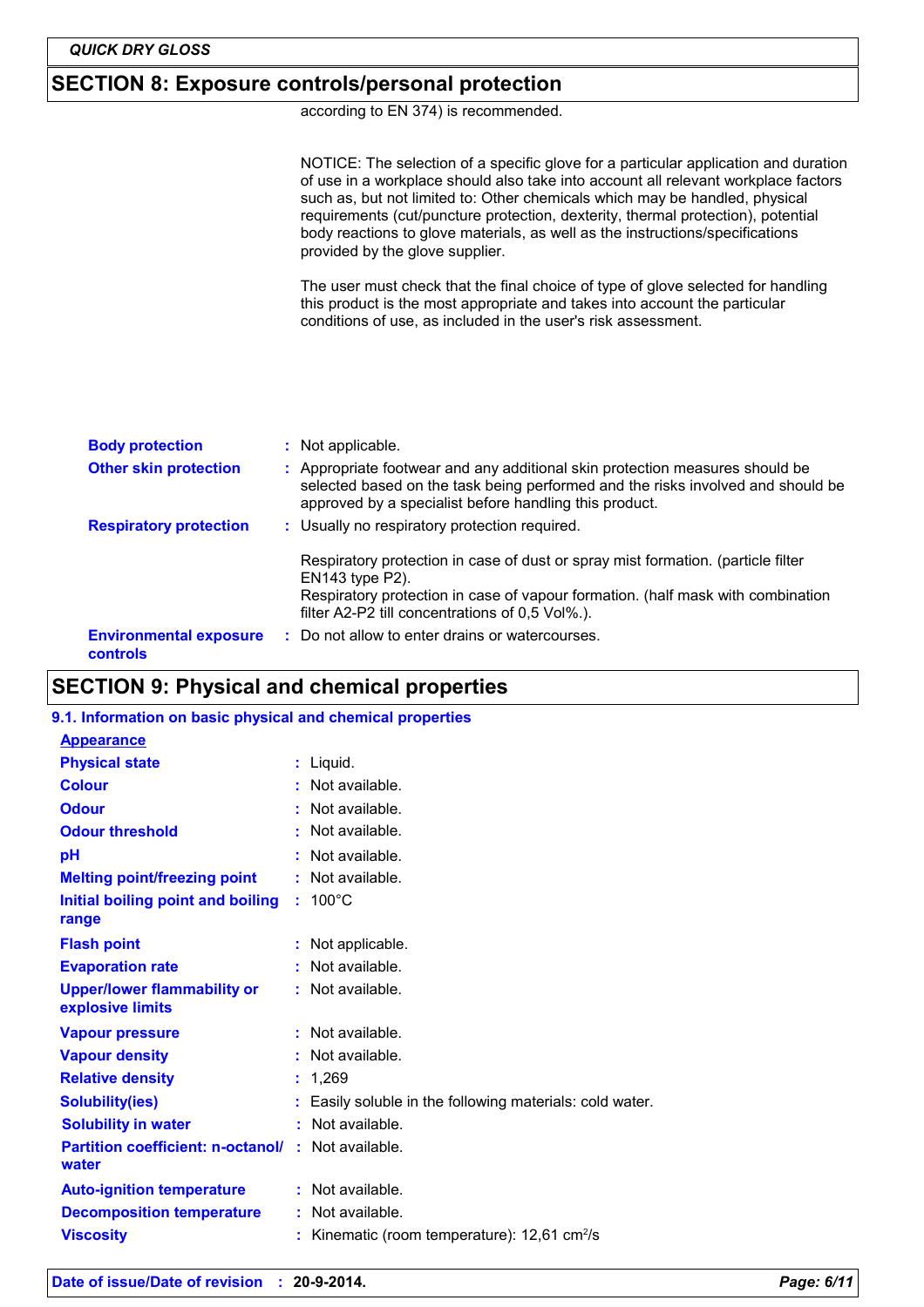## SECTION 8: Exposure controls/personal protection

according to EN 374) is recommended.

NOTICE: The selection of a specific glove for a particular application and duration of use in a workplace should also take into account all relevant workplace factors such as, but not limited to: Other chemicals which may be handled, physical requirements (cut/puncture protection, dexterity, thermal protection), potential body reactions to glove materials, as well as the instructions/specifications provided by the glove supplier.

The user must check that the final choice of type of glove selected for handling this product is the most appropriate and takes into account the particular conditions of use, as included in the user's risk assessment.

**Body protection** : Not applicable.

**Other skin protection** : Appropriate footwear and any additional skin protection measures should be selected based on the task being performed and the risks involved and should be approved by a specialist before handling this product.

**Respiratory protection** : Usually no respiratory protection required.

Respiratory protection in case of dust or spray mist formation. (particle filter EN143 type P2).
Respiratory protection in case of vapour formation. (half mask with combination filter A2-P2 till concentrations of 0,5 Vol%.).

**Environmental exposure controls** : Do not allow to enter drains or watercourses.

## SECTION 9: Physical and chemical properties

### 9.1. Information on basic physical and chemical properties

**Appearance**

**Physical state** : Liquid.

**Colour** : Not available.

**Odour** : Not available.

**Odour threshold** : Not available.

**pH** : Not available.

**Melting point/freezing point** : Not available.

**Initial boiling point and boiling range** : 100°C

**Flash point** : Not applicable.

**Evaporation rate** : Not available.

**Upper/lower flammability or explosive limits** : Not available.

**Vapour pressure** : Not available.

**Vapour density** : Not available.

**Relative density** : 1,269

**Solubility(ies)** : Easily soluble in the following materials: cold water.

**Solubility in water** : Not available.

**Partition coefficient: n-octanol/ water** : Not available.

**Auto-ignition temperature** : Not available.

**Decomposition temperature** : Not available.

**Viscosity** : Kinematic (room temperature): 12,61 $cm^2/s$

**Date of issue/Date of revision** : 20-9-2014.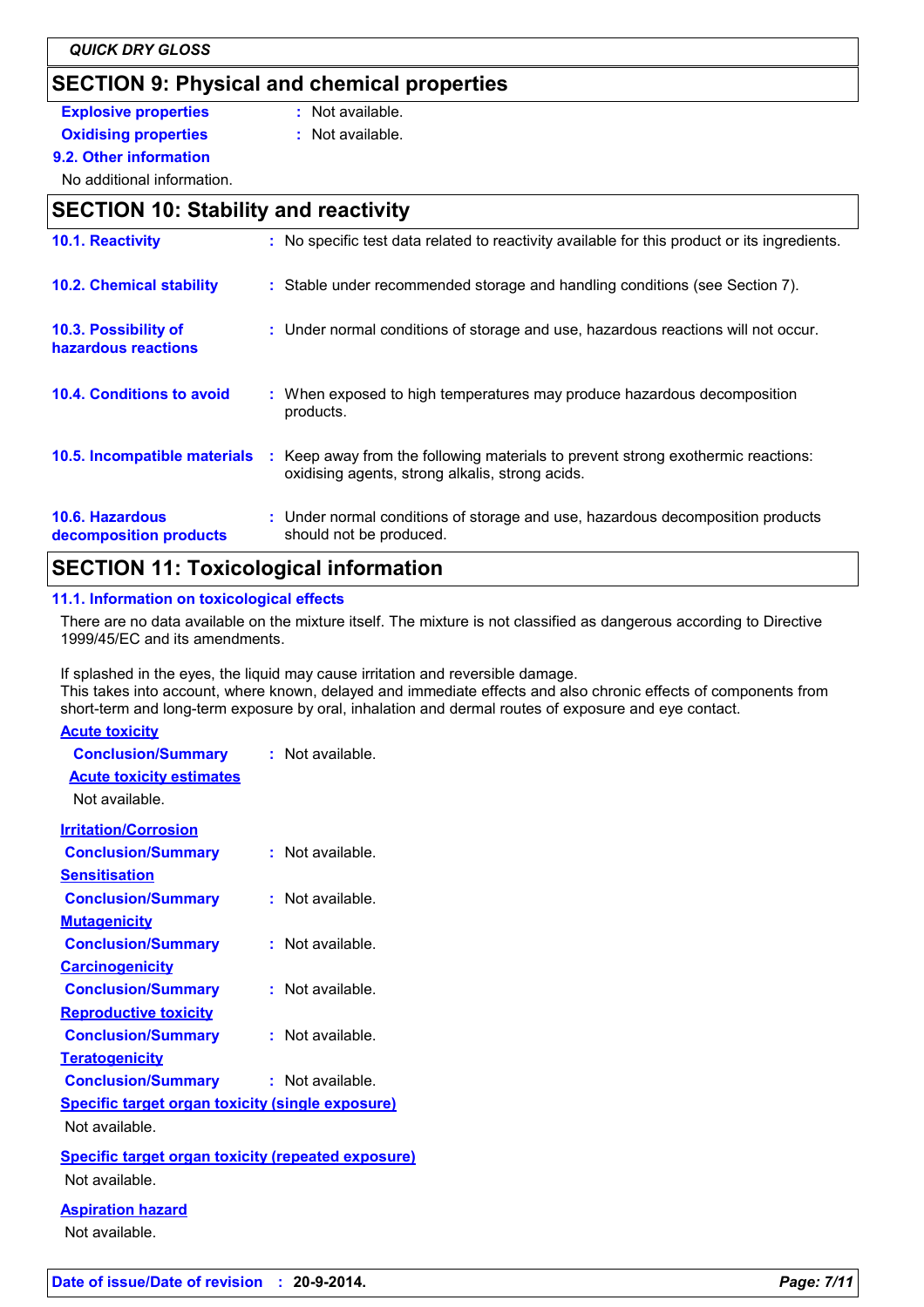## SECTION 9: Physical and chemical properties

**Explosive properties** : Not available.

**Oxidising properties** : Not available.

### 9.2. Other information

No additional information.

## SECTION 10: Stability and reactivity

**10.1. Reactivity** : No specific test data related to reactivity available for this product or its ingredients.

**10.2. Chemical stability** : Stable under recommended storage and handling conditions (see Section 7).

**10.3. Possibility of hazardous reactions** : Under normal conditions of storage and use, hazardous reactions will not occur.

**10.4. Conditions to avoid** : When exposed to high temperatures may produce hazardous decomposition products.

**10.5. Incompatible materials** : Keep away from the following materials to prevent strong exothermic reactions: oxidising agents, strong alkalis, strong acids.

**10.6. Hazardous decomposition products** : Under normal conditions of storage and use, hazardous decomposition products should not be produced.

## SECTION 11: Toxicological information

### 11.1. Information on toxicological effects

There are no data available on the mixture itself. The mixture is not classified as dangerous according to Directive 1999/45/EC and its amendments.

If splashed in the eyes, the liquid may cause irritation and reversible damage.
This takes into account, where known, delayed and immediate effects and also chronic effects of components from short-term and long-term exposure by oral, inhalation and dermal routes of exposure and eye contact.

**Acute toxicity**

**Conclusion/Summary** : Not available.

**Acute toxicity estimates**

Not available.

**Irritation/Corrosion**

**Conclusion/Summary** : Not available.

**Sensitisation**

**Conclusion/Summary** : Not available.

**Mutagenicity**

**Conclusion/Summary** : Not available.

**Carcinogenicity**

**Conclusion/Summary** : Not available.

**Reproductive toxicity**

**Conclusion/Summary** : Not available.

**Teratogenicity**

**Conclusion/Summary** : Not available.

**Specific target organ toxicity (single exposure)**

Not available.

**Specific target organ toxicity (repeated exposure)**

Not available.

**Aspiration hazard**

Not available.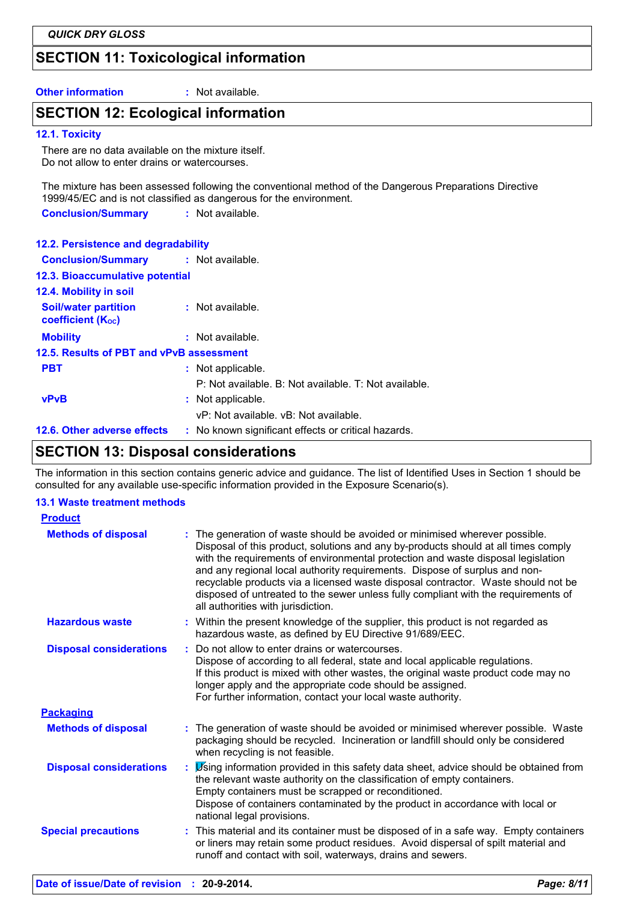## SECTION 11: Toxicological information

**Other information** : Not available.

## SECTION 12: Ecological information

### 12.1. Toxicity

There are no data available on the mixture itself.
Do not allow to enter drains or watercourses.

The mixture has been assessed following the conventional method of the Dangerous Preparations Directive 1999/45/EC and is not classified as dangerous for the environment.

**Conclusion/Summary** : Not available.

### 12.2. Persistence and degradability

**Conclusion/Summary** : Not available.

### 12.3. Bioaccumulative potential

### 12.4. Mobility in soil

**Soil/water partition coefficient ($K_{OC}$)** : Not available.

**Mobility** : Not available.

### 12.5. Results of PBT and vPvB assessment

**PBT** : Not applicable.
P: Not available. B: Not available. T: Not available.

**vPvB** : Not applicable.
vP: Not available. vB: Not available.

### 12.6. Other adverse effects

: No known significant effects or critical hazards.

## SECTION 13: Disposal considerations

The information in this section contains generic advice and guidance. The list of Identified Uses in Section 1 should be consulted for any available use-specific information provided in the Exposure Scenario(s).

### 13.1 Waste treatment methods

**Product**

**Methods of disposal** : The generation of waste should be avoided or minimised wherever possible. Disposal of this product, solutions and any by-products should at all times comply with the requirements of environmental protection and waste disposal legislation and any regional local authority requirements. Dispose of surplus and non-recyclable products via a licensed waste disposal contractor. Waste should not be disposed of untreated to the sewer unless fully compliant with the requirements of all authorities with jurisdiction.

**Hazardous waste** : Within the present knowledge of the supplier, this product is not regarded as hazardous waste, as defined by EU Directive 91/689/EEC.

**Disposal considerations** : Do not allow to enter drains or watercourses.
Dispose of according to all federal, state and local applicable regulations.
If this product is mixed with other wastes, the original waste product code may no longer apply and the appropriate code should be assigned.
For further information, contact your local waste authority.

**Packaging**

**Methods of disposal** : The generation of waste should be avoided or minimised wherever possible. Waste packaging should be recycled. Incineration or landfill should only be considered when recycling is not feasible.

**Disposal considerations** : Using information provided in this safety data sheet, advice should be obtained from the relevant waste authority on the classification of empty containers.
Empty containers must be scrapped or reconditioned.
Dispose of containers contaminated by the product in accordance with local or national legal provisions.

**Special precautions** : This material and its container must be disposed of in a safe way. Empty containers or liners may retain some product residues. Avoid dispersal of spilt material and runoff and contact with soil, waterways, drains and sewers.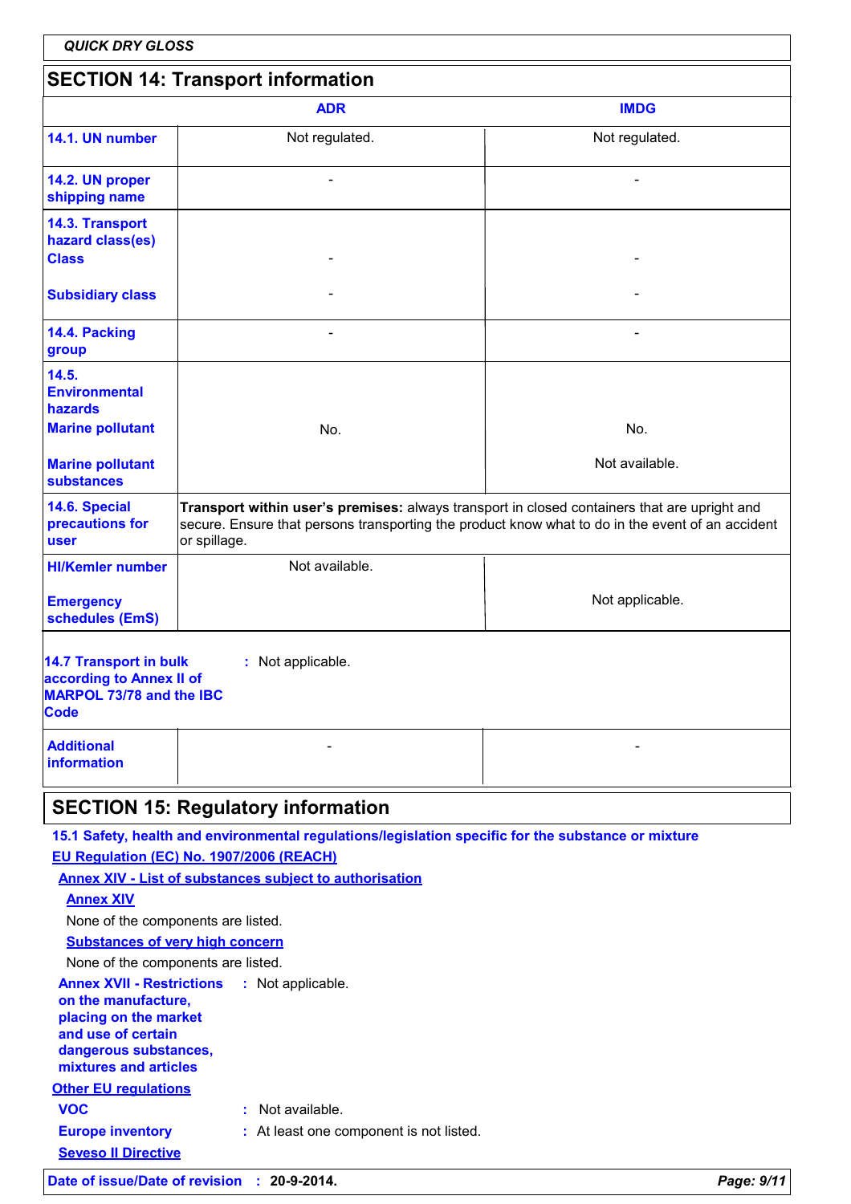## SECTION 14: Transport information

| | ADR | IMDG |
|---|---|---|
| **14.1. UN number** | Not regulated. | Not regulated. |
| **14.2. UN proper shipping name** | - | - |
| **14.3. Transport hazard class(es)** **Class** | - | - |
| **Subsidiary class** | - | - |
| **14.4. Packing group** | - | - |
| **14.5. Environmental hazards** **Marine pollutant** | No. | No. |
| **Marine pollutant substances** | | Not available. |
| **14.6. Special precautions for user** | **Transport within user's premises:** always transport in closed containers that are upright and secure. Ensure that persons transporting the product know what to do in the event of an accident or spillage. | |
| **HI/Kemler number** | Not available. | |
| **Emergency schedules (EmS)** | | Not applicable. |

**14.7 Transport in bulk according to Annex II of MARPOL 73/78 and the IBC Code** : Not applicable.

| | | |
|---|---|---|
| **Additional information** | - | - |

## SECTION 15: Regulatory information

### 15.1 Safety, health and environmental regulations/legislation specific for the substance or mixture

**EU Regulation (EC) No. 1907/2006 (REACH)**

**Annex XIV - List of substances subject to authorisation**

**Annex XIV**

None of the components are listed.

**Substances of very high concern**

None of the components are listed.

**Annex XVII - Restrictions on the manufacture, placing on the market and use of certain dangerous substances, mixtures and articles** : Not applicable.

**Other EU regulations**

**VOC** : Not available.

**Europe inventory** : At least one component is not listed.

**Seveso II Directive**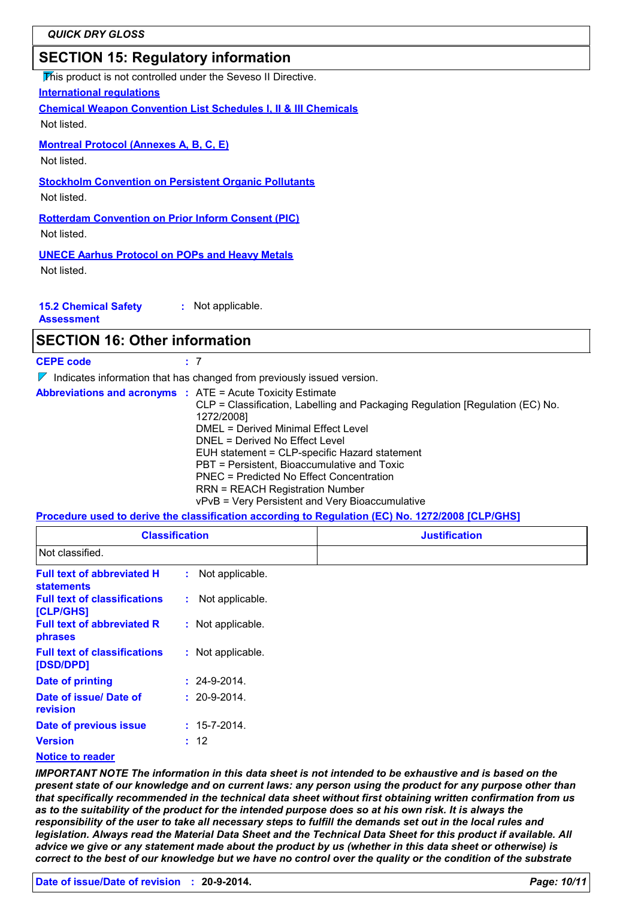## SECTION 15: Regulatory information

This product is not controlled under the Seveso II Directive.

**International regulations**

**Chemical Weapon Convention List Schedules I, II & III Chemicals**

Not listed.

**Montreal Protocol (Annexes A, B, C, E)**

Not listed.

**Stockholm Convention on Persistent Organic Pollutants**

Not listed.

**Rotterdam Convention on Prior Inform Consent (PIC)**

Not listed.

**UNECE Aarhus Protocol on POPs and Heavy Metals**

Not listed.

**15.2 Chemical Safety Assessment** : Not applicable.

## SECTION 16: Other information

**CEPE code** : 7

Indicates information that has changed from previously issued version.

**Abbreviations and acronyms** : ATE = Acute Toxicity Estimate
CLP = Classification, Labelling and Packaging Regulation [Regulation (EC) No. 1272/2008]
DMEL = Derived Minimal Effect Level
DNEL = Derived No Effect Level
EUH statement = CLP-specific Hazard statement
PBT = Persistent, Bioaccumulative and Toxic
PNEC = Predicted No Effect Concentration
RRN = REACH Registration Number
vPvB = Very Persistent and Very Bioaccumulative

**Procedure used to derive the classification according to Regulation (EC) No. 1272/2008 [CLP/GHS]**

| Classification | Justification |
|---|---|
| Not classified. | |

**Full text of abbreviated H statements** : Not applicable.

**Full text of classifications [CLP/GHS]** : Not applicable.

**Full text of abbreviated R phrases** : Not applicable.

**Full text of classifications [DSD/DPD]** : Not applicable.

**Date of printing** : 24-9-2014.

**Date of issue/ Date of revision** : 20-9-2014.

**Date of previous issue** : 15-7-2014.

**Version** : 12

**Notice to reader**

***IMPORTANT NOTE The information in this data sheet is not intended to be exhaustive and is based on the present state of our knowledge and on current laws: any person using the product for any purpose other than that specifically recommended in the technical data sheet without first obtaining written confirmation from us as to the suitability of the product for the intended purpose does so at his own risk. It is always the responsibility of the user to take all necessary steps to fulfill the demands set out in the local rules and legislation. Always read the Material Data Sheet and the Technical Data Sheet for this product if available. All advice we give or any statement made about the product by us (whether in this data sheet or otherwise) is correct to the best of our knowledge but we have no control over the quality or the condition of the substrate***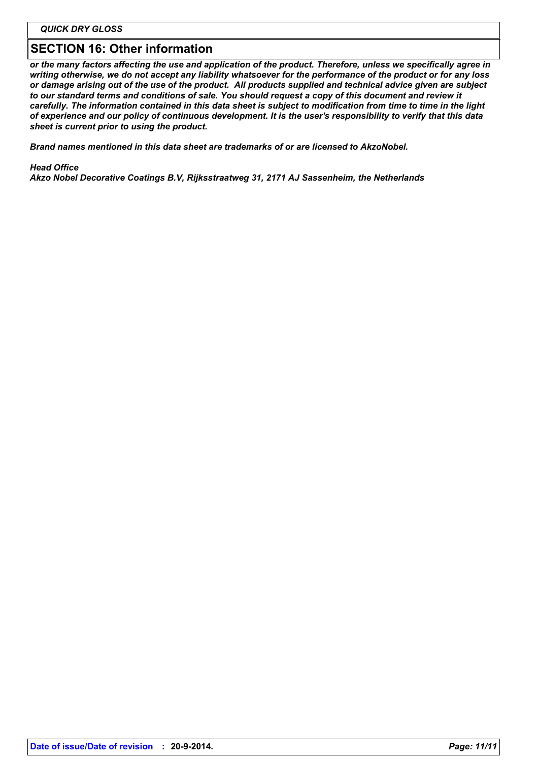## SECTION 16: Other information

***or the many factors affecting the use and application of the product. Therefore, unless we specifically agree in writing otherwise, we do not accept any liability whatsoever for the performance of the product or for any loss or damage arising out of the use of the product. All products supplied and technical advice given are subject to our standard terms and conditions of sale. You should request a copy of this document and review it carefully. The information contained in this data sheet is subject to modification from time to time in the light of experience and our policy of continuous development. It is the user's responsibility to verify that this data sheet is current prior to using the product.***

***Brand names mentioned in this data sheet are trademarks of or are licensed to AkzoNobel.***

***Head Office***
***Akzo Nobel Decorative Coatings B.V, Rijksstraatweg 31, 2171 AJ Sassenheim, the Netherlands***

**Date of issue/Date of revision : 20-9-2014.**